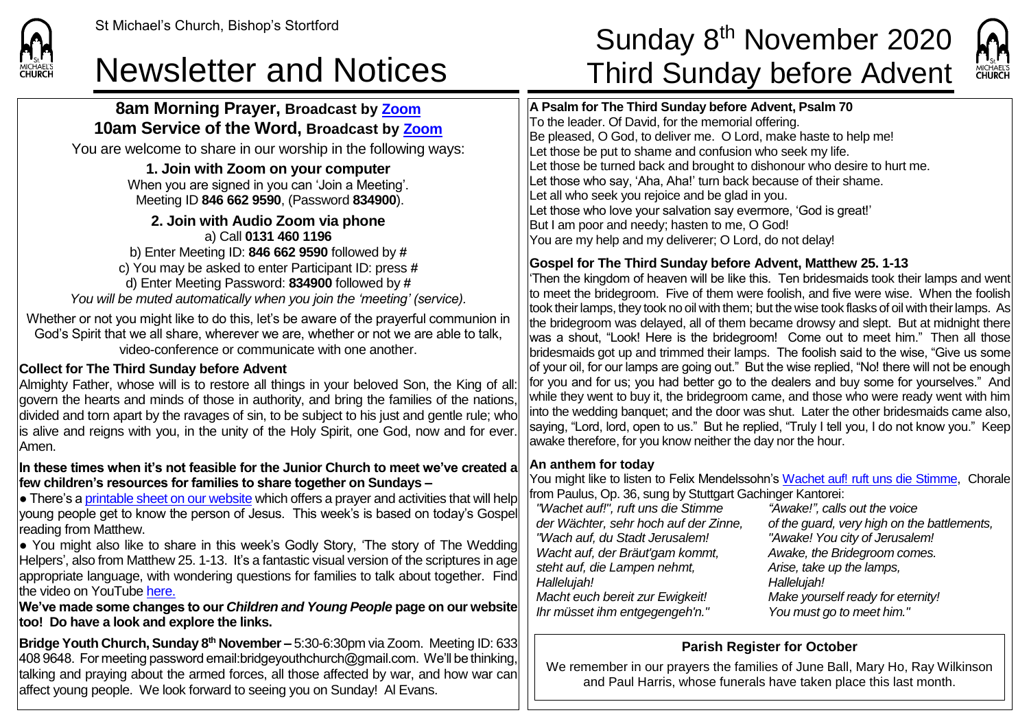St Michael's Church, Bishop's Stortford

# Newsletter and Notices

# Sunday 8th November 2020 Third Sunday before Advent

## 8am Morning Prayer, Broadcast by Zoom
## 10am Service of the Word, Broadcast by Zoom

You are welcome to share in our worship in the following ways:

**1. Join with Zoom on your computer**
When you are signed in you can 'Join a Meeting'.
Meeting ID **846 662 9590**, (Password **834900**).

**2. Join with Audio Zoom via phone**
a) Call **0131 460 1196**
b) Enter Meeting ID: **846 662 9590** followed by **#**
c) You may be asked to enter Participant ID: press **#**
d) Enter Meeting Password: **834900** followed by **#**
*You will be muted automatically when you join the 'meeting' (service).*

Whether or not you might like to do this, let's be aware of the prayerful communion in God's Spirit that we all share, wherever we are, whether or not we are able to talk, video-conference or communicate with one another.

### Collect for The Third Sunday before Advent

Almighty Father, whose will is to restore all things in your beloved Son, the King of all: govern the hearts and minds of those in authority, and bring the families of the nations, divided and torn apart by the ravages of sin, to be subject to his just and gentle rule; who is alive and reigns with you, in the unity of the Holy Spirit, one God, now and for ever. Amen.

**In these times when it's not feasible for the Junior Church to meet we've created a few children's resources for families to share together on Sundays –**

● There's a printable sheet on our website which offers a prayer and activities that will help young people get to know the person of Jesus. This week's is based on today's Gospel reading from Matthew.

● You might also like to share in this week's Godly Story, 'The story of The Wedding Helpers', also from Matthew 25. 1-13. It's a fantastic visual version of the scriptures in age appropriate language, with wondering questions for families to talk about together. Find the video on YouTube here.

**We've made some changes to our *Children and Young People* page on our website too! Do have a look and explore the links.**

**Bridge Youth Church, Sunday 8th November –** 5:30-6:30pm via Zoom. Meeting ID: 633 408 9648. For meeting password email:bridgeyouthchurch@gmail.com. We'll be thinking, talking and praying about the armed forces, all those affected by war, and how war can affect young people. We look forward to seeing you on Sunday! Al Evans.

### A Psalm for The Third Sunday before Advent, Psalm 70

To the leader. Of David, for the memorial offering.
Be pleased, O God, to deliver me. O Lord, make haste to help me!
Let those be put to shame and confusion who seek my life.
Let those be turned back and brought to dishonour who desire to hurt me.
Let those who say, 'Aha, Aha!' turn back because of their shame.
Let all who seek you rejoice and be glad in you.
Let those who love your salvation say evermore, 'God is great!'
But I am poor and needy; hasten to me, O God!
You are my help and my deliverer; O Lord, do not delay!

### Gospel for The Third Sunday before Advent, Matthew 25. 1-13

'Then the kingdom of heaven will be like this. Ten bridesmaids took their lamps and went to meet the bridegroom. Five of them were foolish, and five were wise. When the foolish took their lamps, they took no oil with them; but the wise took flasks of oil with their lamps. As the bridegroom was delayed, all of them became drowsy and slept. But at midnight there was a shout, "Look! Here is the bridegroom! Come out to meet him." Then all those bridesmaids got up and trimmed their lamps. The foolish said to the wise, "Give us some of your oil, for our lamps are going out." But the wise replied, "No! there will not be enough for you and for us; you had better go to the dealers and buy some for yourselves." And while they went to buy it, the bridegroom came, and those who were ready went with him into the wedding banquet; and the door was shut. Later the other bridesmaids came also, saying, "Lord, lord, open to us." But he replied, "Truly I tell you, I do not know you." Keep awake therefore, for you know neither the day nor the hour.

### An anthem for today

You might like to listen to Felix Mendelssohn's Wachet auf! ruft uns die Stimme, Chorale from Paulus, Op. 36, sung by Stuttgart Gachinger Kantorei:

| | |
|---|---|
| *"Wachet auf!", ruft uns die Stimme* | *"Awake!", calls out the voice* |
| *der Wächter, sehr hoch auf der Zinne,* | *of the guard, very high on the battlements,* |
| *"Wach auf, du Stadt Jerusalem!* | *"Awake! You city of Jerusalem!* |
| *Wacht auf, der Bräut'gam kommt,* | *Awake, the Bridegroom comes.* |
| *steht auf, die Lampen nehmt,* | *Arise, take up the lamps,* |
| *Hallelujah!* | *Hallelujah!* |
| *Macht euch bereit zur Ewigkeit!* | *Make yourself ready for eternity!* |
| *Ihr müsset ihm entgegengeh'n."* | *You must go to meet him."* |

### Parish Register for October

We remember in our prayers the families of June Ball, Mary Ho, Ray Wilkinson and Paul Harris, whose funerals have taken place this last month.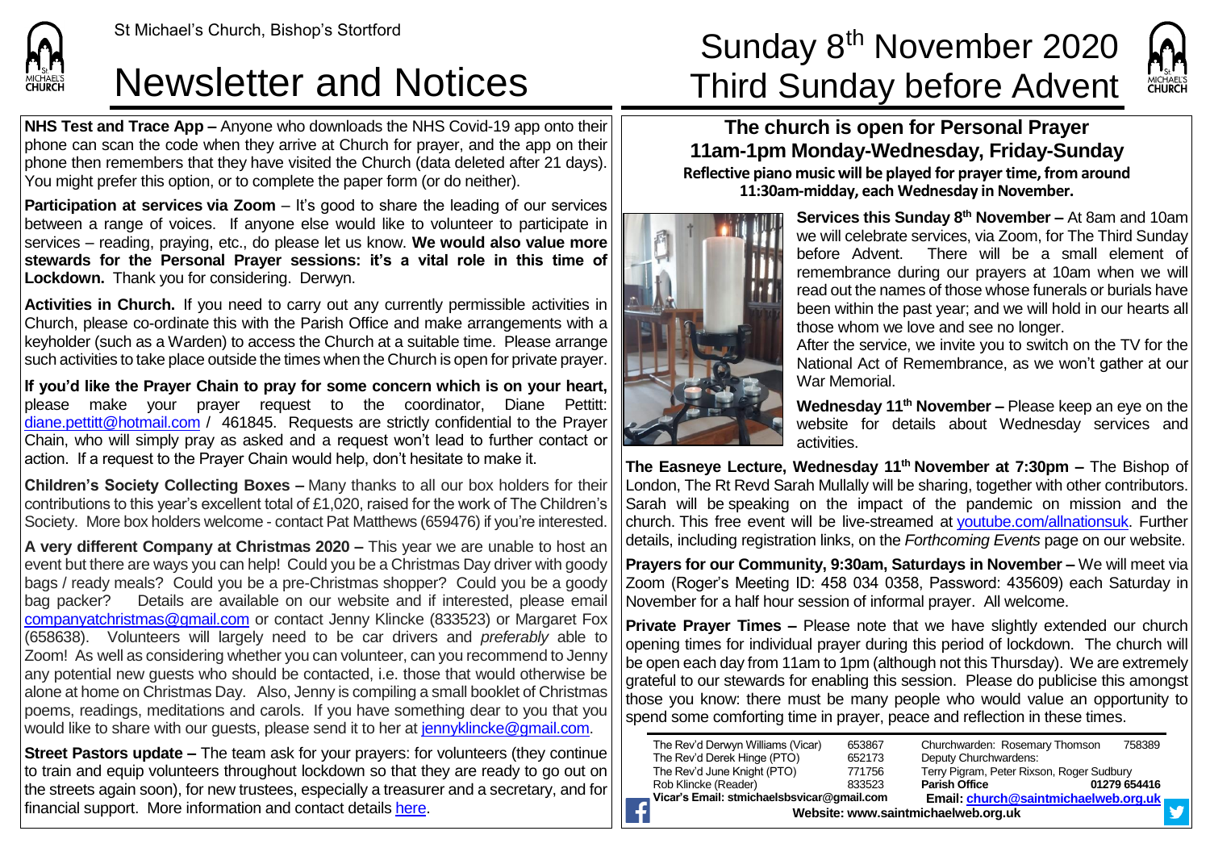St Michael's Church, Bishop's Stortford

# Newsletter and Notices

# Sunday 8th November 2020 Third Sunday before Advent

**NHS Test and Trace App –** Anyone who downloads the NHS Covid-19 app onto their phone can scan the code when they arrive at Church for prayer, and the app on their phone then remembers that they have visited the Church (data deleted after 21 days). You might prefer this option, or to complete the paper form (or do neither).

**Participation at services via Zoom** – It's good to share the leading of our services between a range of voices. If anyone else would like to volunteer to participate in services – reading, praying, etc., do please let us know. **We would also value more stewards for the Personal Prayer sessions: it's a vital role in this time of Lockdown.** Thank you for considering. Derwyn.

**Activities in Church.** If you need to carry out any currently permissible activities in Church, please co-ordinate this with the Parish Office and make arrangements with a keyholder (such as a Warden) to access the Church at a suitable time. Please arrange such activities to take place outside the times when the Church is open for private prayer.

**If you'd like the Prayer Chain to pray for some concern which is on your heart,** please make your prayer request to the coordinator, Diane Pettitt: diane.pettitt@hotmail.com / 461845. Requests are strictly confidential to the Prayer Chain, who will simply pray as asked and a request won't lead to further contact or action. If a request to the Prayer Chain would help, don't hesitate to make it.

**Children's Society Collecting Boxes –** Many thanks to all our box holders for their contributions to this year's excellent total of £1,020, raised for the work of The Children's Society. More box holders welcome - contact Pat Matthews (659476) if you're interested.

**A very different Company at Christmas 2020 –** This year we are unable to host an event but there are ways you can help! Could you be a Christmas Day driver with goody bags / ready meals? Could you be a pre-Christmas shopper? Could you be a goody bag packer? Details are available on our website and if interested, please email companyatchristmas@gmail.com or contact Jenny Klincke (833523) or Margaret Fox (658638). Volunteers will largely need to be car drivers and *preferably* able to Zoom! As well as considering whether you can volunteer, can you recommend to Jenny any potential new guests who should be contacted, i.e. those that would otherwise be alone at home on Christmas Day. Also, Jenny is compiling a small booklet of Christmas poems, readings, meditations and carols. If you have something dear to you that you would like to share with our guests, please send it to her at jennyklincke@gmail.com.

**Street Pastors update –** The team ask for your prayers: for volunteers (they continue to train and equip volunteers throughout lockdown so that they are ready to go out on the streets again soon), for new trustees, especially a treasurer and a secretary, and for financial support. More information and contact details here.

## The church is open for Personal Prayer 11am-1pm Monday-Wednesday, Friday-Sunday

**Reflective piano music will be played for prayer time, from around 11:30am-midday, each Wednesday in November.**

**Services this Sunday 8th November –** At 8am and 10am we will celebrate services, via Zoom, for The Third Sunday before Advent. There will be a small element of remembrance during our prayers at 10am when we will read out the names of those whose funerals or burials have been within the past year; and we will hold in our hearts all those whom we love and see no longer.

After the service, we invite you to switch on the TV for the National Act of Remembrance, as we won't gather at our War Memorial.

**Wednesday 11th November –** Please keep an eye on the website for details about Wednesday services and activities.

**The Easneye Lecture, Wednesday 11th November at 7:30pm –** The Bishop of London, The Rt Revd Sarah Mullally will be sharing, together with other contributors. Sarah will be speaking on the impact of the pandemic on mission and the church. This free event will be live-streamed at youtube.com/allnationsuk. Further details, including registration links, on the *Forthcoming Events* page on our website.

**Prayers for our Community, 9:30am, Saturdays in November –** We will meet via Zoom (Roger's Meeting ID: 458 034 0358, Password: 435609) each Saturday in November for a half hour session of informal prayer. All welcome.

**Private Prayer Times –** Please note that we have slightly extended our church opening times for individual prayer during this period of lockdown. The church will be open each day from 11am to 1pm (although not this Thursday). We are extremely grateful to our stewards for enabling this session. Please do publicise this amongst those you know: there must be many people who would value an opportunity to spend some comforting time in prayer, peace and reflection in these times.

| | | | |
|---|---|---|---|
| The Rev'd Derwyn Williams (Vicar) | 653867 | Churchwarden: Rosemary Thomson | 758389 |
| The Rev'd Derek Hinge (PTO) | 652173 | Deputy Churchwardens: | |
| The Rev'd June Knight (PTO) | 771756 | Terry Pigram, Peter Rixson, Roger Sudbury | |
| Rob Klincke (Reader) | 833523 | **Parish Office** | **01279 654416** |
| **Vicar's Email: stmichaelsbsvicar@gmail.com** | | **Email: church@saintmichaelweb.org.uk** | |

**Website: www.saintmichaelweb.org.uk**